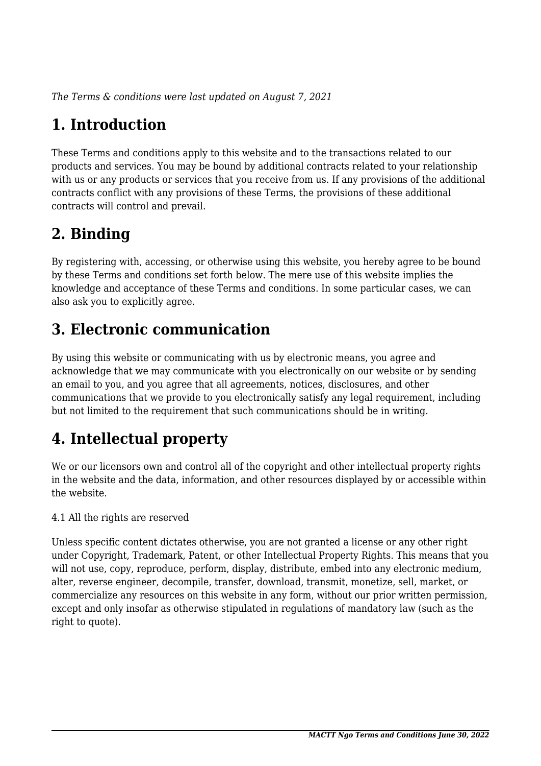*The Terms & conditions were last updated on August 7, 2021*

# 1. Introduction

These Terms and conditions apply to this website and to the transactions related to our products and services. You may be bound by additional contracts related to your relationship with us or any products or services that you receive from us. If any provisions of the additional contracts conflict with any provisions of these Terms, the provisions of these additional contracts will control and prevail.

# 2. Binding

By registering with, accessing, or otherwise using this website, you hereby agree to be bound by these Terms and conditions set forth below. The mere use of this website implies the knowledge and acceptance of these Terms and conditions. In some particular cases, we can also ask you to explicitly agree.

# 3. Electronic communication

By using this website or communicating with us by electronic means, you agree and acknowledge that we may communicate with you electronically on our website or by sending an email to you, and you agree that all agreements, notices, disclosures, and other communications that we provide to you electronically satisfy any legal requirement, including but not limited to the requirement that such communications should be in writing.

# 4. Intellectual property

We or our licensors own and control all of the copyright and other intellectual property rights in the website and the data, information, and other resources displayed by or accessible within the website.

4.1 All the rights are reserved

Unless specific content dictates otherwise, you are not granted a license or any other right under Copyright, Trademark, Patent, or other Intellectual Property Rights. This means that you will not use, copy, reproduce, perform, display, distribute, embed into any electronic medium, alter, reverse engineer, decompile, transfer, download, transmit, monetize, sell, market, or commercialize any resources on this website in any form, without our prior written permission, except and only insofar as otherwise stipulated in regulations of mandatory law (such as the right to quote).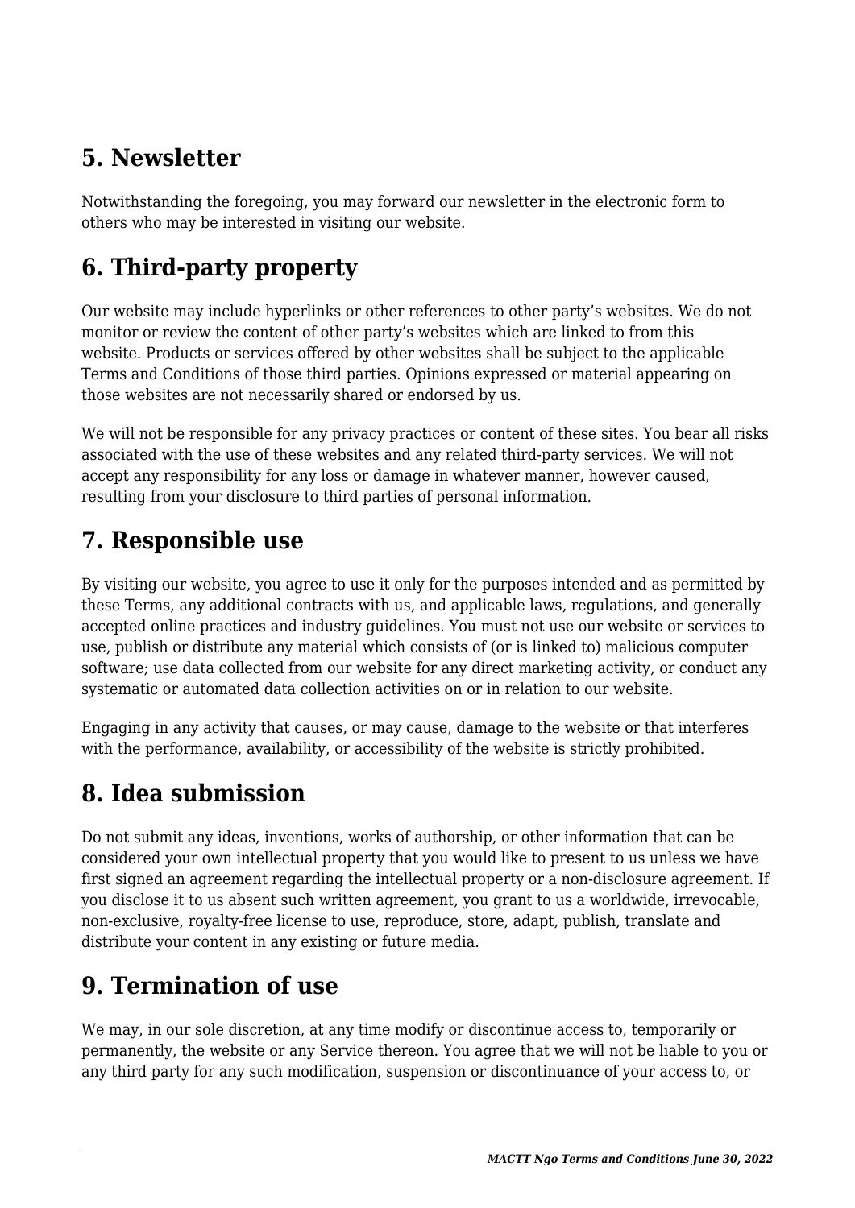## 5. Newsletter

Notwithstanding the foregoing, you may forward our newsletter in the electronic form to others who may be interested in visiting our website.

## 6. Third-party property

Our website may include hyperlinks or other references to other party's websites. We do not monitor or review the content of other party's websites which are linked to from this website. Products or services offered by other websites shall be subject to the applicable Terms and Conditions of those third parties. Opinions expressed or material appearing on those websites are not necessarily shared or endorsed by us.

We will not be responsible for any privacy practices or content of these sites. You bear all risks associated with the use of these websites and any related third-party services. We will not accept any responsibility for any loss or damage in whatever manner, however caused, resulting from your disclosure to third parties of personal information.

## 7. Responsible use

By visiting our website, you agree to use it only for the purposes intended and as permitted by these Terms, any additional contracts with us, and applicable laws, regulations, and generally accepted online practices and industry guidelines. You must not use our website or services to use, publish or distribute any material which consists of (or is linked to) malicious computer software; use data collected from our website for any direct marketing activity, or conduct any systematic or automated data collection activities on or in relation to our website.

Engaging in any activity that causes, or may cause, damage to the website or that interferes with the performance, availability, or accessibility of the website is strictly prohibited.

## 8. Idea submission

Do not submit any ideas, inventions, works of authorship, or other information that can be considered your own intellectual property that you would like to present to us unless we have first signed an agreement regarding the intellectual property or a non-disclosure agreement. If you disclose it to us absent such written agreement, you grant to us a worldwide, irrevocable, non-exclusive, royalty-free license to use, reproduce, store, adapt, publish, translate and distribute your content in any existing or future media.

## 9. Termination of use

We may, in our sole discretion, at any time modify or discontinue access to, temporarily or permanently, the website or any Service thereon. You agree that we will not be liable to you or any third party for any such modification, suspension or discontinuance of your access to, or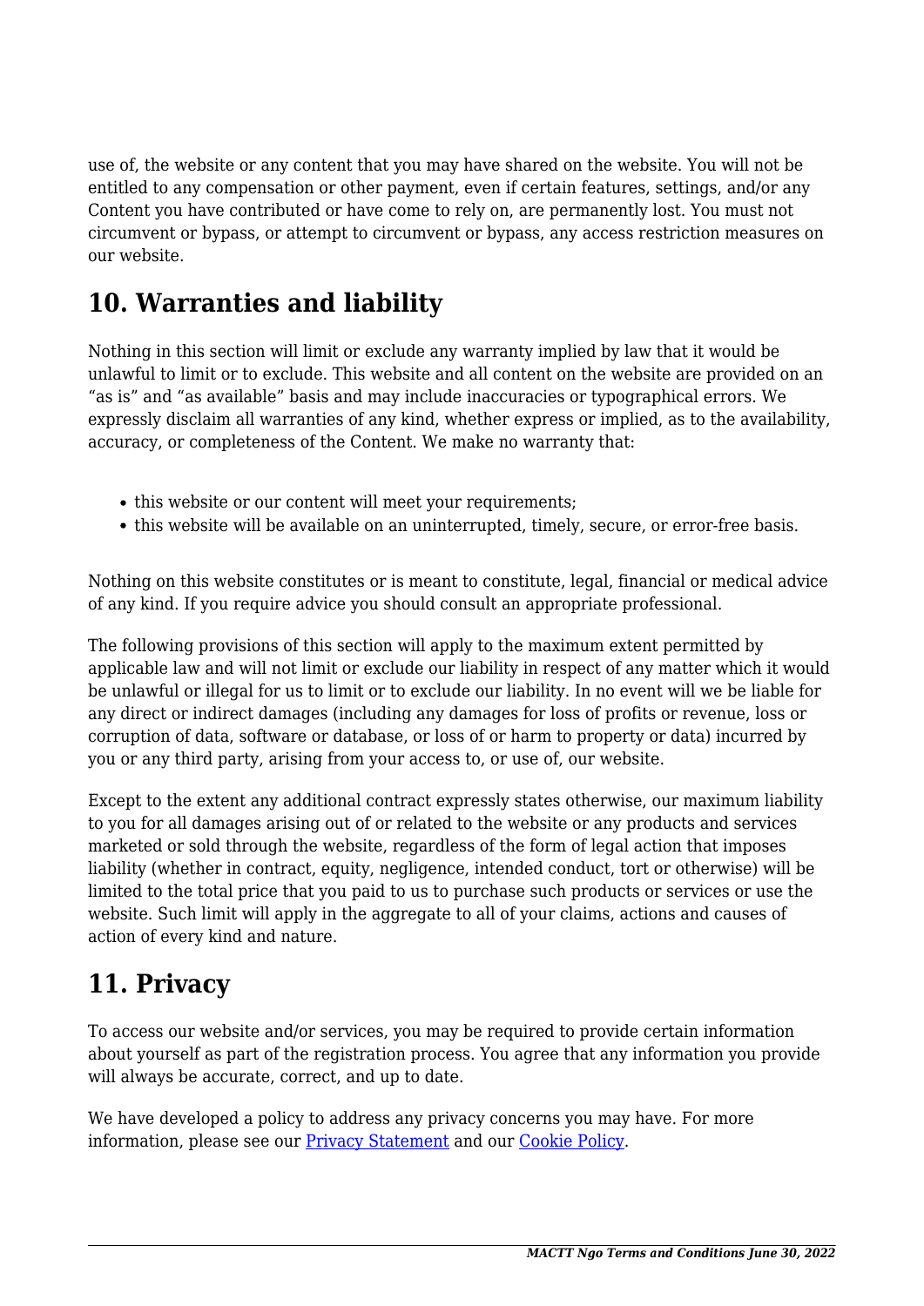use of, the website or any content that you may have shared on the website. You will not be entitled to any compensation or other payment, even if certain features, settings, and/or any Content you have contributed or have come to rely on, are permanently lost. You must not circumvent or bypass, or attempt to circumvent or bypass, any access restriction measures on our website.

## 10. Warranties and liability

Nothing in this section will limit or exclude any warranty implied by law that it would be unlawful to limit or to exclude. This website and all content on the website are provided on an "as is" and "as available" basis and may include inaccuracies or typographical errors. We expressly disclaim all warranties of any kind, whether express or implied, as to the availability, accuracy, or completeness of the Content. We make no warranty that:

- this website or our content will meet your requirements;
- this website will be available on an uninterrupted, timely, secure, or error-free basis.

Nothing on this website constitutes or is meant to constitute, legal, financial or medical advice of any kind. If you require advice you should consult an appropriate professional.

The following provisions of this section will apply to the maximum extent permitted by applicable law and will not limit or exclude our liability in respect of any matter which it would be unlawful or illegal for us to limit or to exclude our liability. In no event will we be liable for any direct or indirect damages (including any damages for loss of profits or revenue, loss or corruption of data, software or database, or loss of or harm to property or data) incurred by you or any third party, arising from your access to, or use of, our website.

Except to the extent any additional contract expressly states otherwise, our maximum liability to you for all damages arising out of or related to the website or any products and services marketed or sold through the website, regardless of the form of legal action that imposes liability (whether in contract, equity, negligence, intended conduct, tort or otherwise) will be limited to the total price that you paid to us to purchase such products or services or use the website. Such limit will apply in the aggregate to all of your claims, actions and causes of action of every kind and nature.

## 11. Privacy

To access our website and/or services, you may be required to provide certain information about yourself as part of the registration process. You agree that any information you provide will always be accurate, correct, and up to date.

We have developed a policy to address any privacy concerns you may have. For more information, please see our [Privacy Statement] and our [Cookie Policy].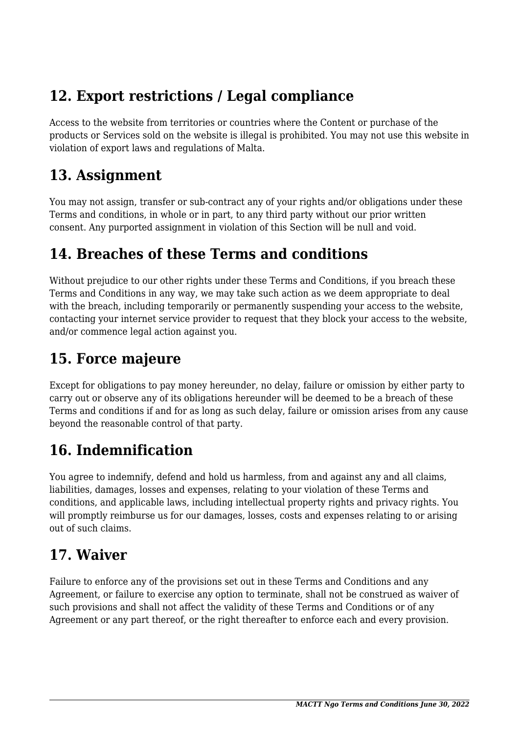## 12. Export restrictions / Legal compliance

Access to the website from territories or countries where the Content or purchase of the products or Services sold on the website is illegal is prohibited. You may not use this website in violation of export laws and regulations of Malta.

## 13. Assignment

You may not assign, transfer or sub-contract any of your rights and/or obligations under these Terms and conditions, in whole or in part, to any third party without our prior written consent. Any purported assignment in violation of this Section will be null and void.

## 14. Breaches of these Terms and conditions

Without prejudice to our other rights under these Terms and Conditions, if you breach these Terms and Conditions in any way, we may take such action as we deem appropriate to deal with the breach, including temporarily or permanently suspending your access to the website, contacting your internet service provider to request that they block your access to the website, and/or commence legal action against you.

## 15. Force majeure

Except for obligations to pay money hereunder, no delay, failure or omission by either party to carry out or observe any of its obligations hereunder will be deemed to be a breach of these Terms and conditions if and for as long as such delay, failure or omission arises from any cause beyond the reasonable control of that party.

## 16. Indemnification

You agree to indemnify, defend and hold us harmless, from and against any and all claims, liabilities, damages, losses and expenses, relating to your violation of these Terms and conditions, and applicable laws, including intellectual property rights and privacy rights. You will promptly reimburse us for our damages, losses, costs and expenses relating to or arising out of such claims.

## 17. Waiver

Failure to enforce any of the provisions set out in these Terms and Conditions and any Agreement, or failure to exercise any option to terminate, shall not be construed as waiver of such provisions and shall not affect the validity of these Terms and Conditions or of any Agreement or any part thereof, or the right thereafter to enforce each and every provision.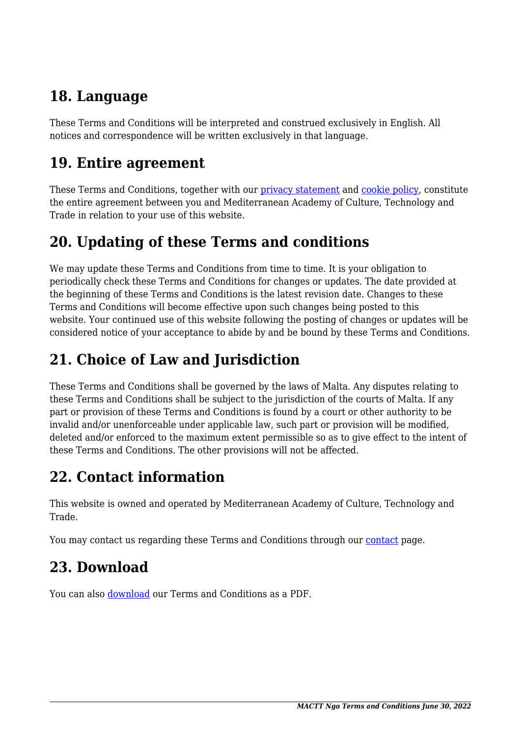## 18. Language

These Terms and Conditions will be interpreted and construed exclusively in English. All notices and correspondence will be written exclusively in that language.

## 19. Entire agreement

These Terms and Conditions, together with our privacy statement and cookie policy, constitute the entire agreement between you and Mediterranean Academy of Culture, Technology and Trade in relation to your use of this website.

## 20. Updating of these Terms and conditions

We may update these Terms and Conditions from time to time. It is your obligation to periodically check these Terms and Conditions for changes or updates. The date provided at the beginning of these Terms and Conditions is the latest revision date. Changes to these Terms and Conditions will become effective upon such changes being posted to this website. Your continued use of this website following the posting of changes or updates will be considered notice of your acceptance to abide by and be bound by these Terms and Conditions.

## 21. Choice of Law and Jurisdiction

These Terms and Conditions shall be governed by the laws of Malta. Any disputes relating to these Terms and Conditions shall be subject to the jurisdiction of the courts of Malta. If any part or provision of these Terms and Conditions is found by a court or other authority to be invalid and/or unenforceable under applicable law, such part or provision will be modified, deleted and/or enforced to the maximum extent permissible so as to give effect to the intent of these Terms and Conditions. The other provisions will not be affected.

## 22. Contact information

This website is owned and operated by Mediterranean Academy of Culture, Technology and Trade.

You may contact us regarding these Terms and Conditions through our contact page.

## 23. Download

You can also download our Terms and Conditions as a PDF.